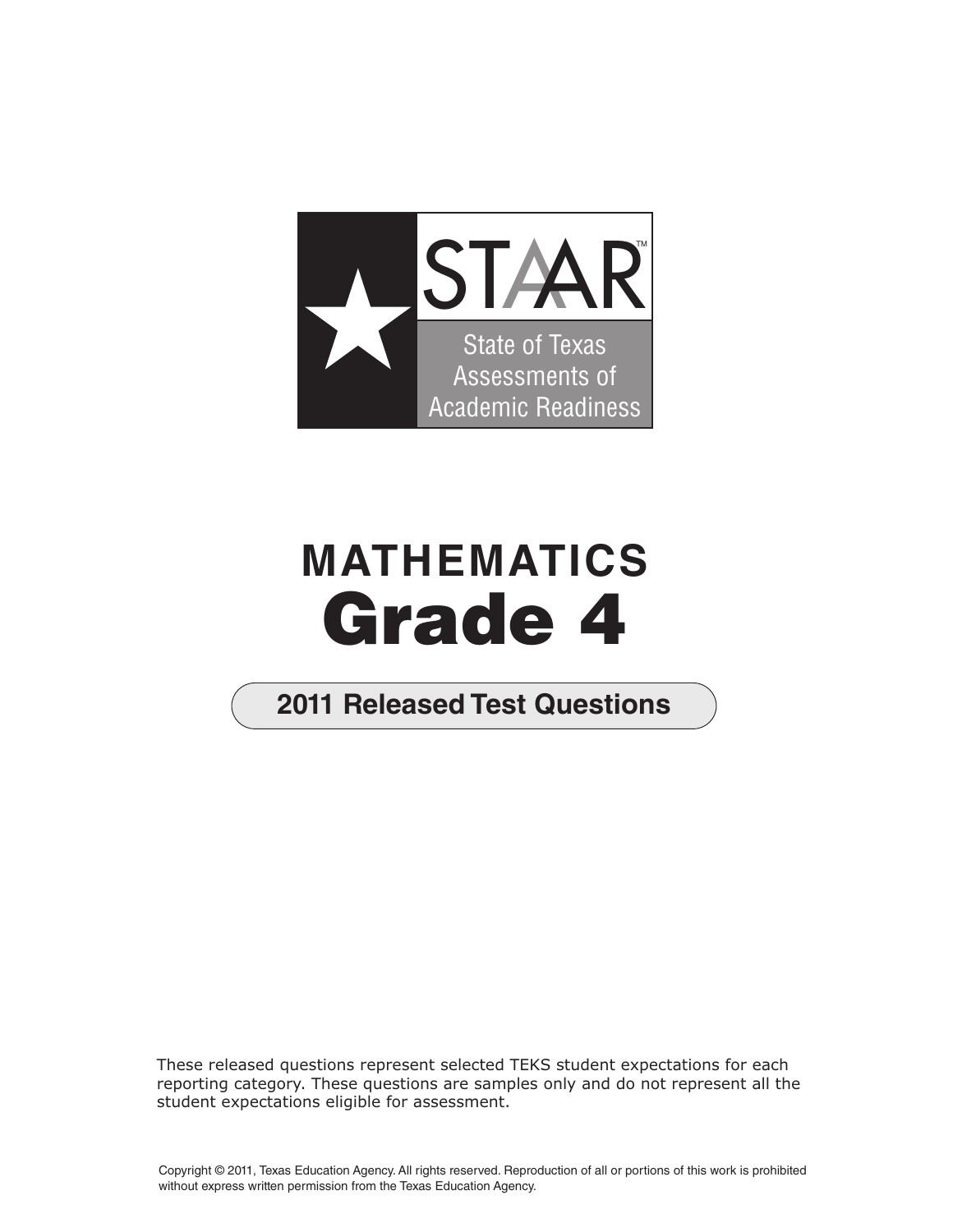STAAR™

State of Texas Assessments of Academic Readiness

# MATHEMATICS
# Grade 4

## 2011 Released Test Questions

These released questions represent selected TEKS student expectations for each reporting category. These questions are samples only and do not represent all the student expectations eligible for assessment.

Copyright © 2011, Texas Education Agency. All rights reserved. Reproduction of all or portions of this work is prohibited without express written permission from the Texas Education Agency.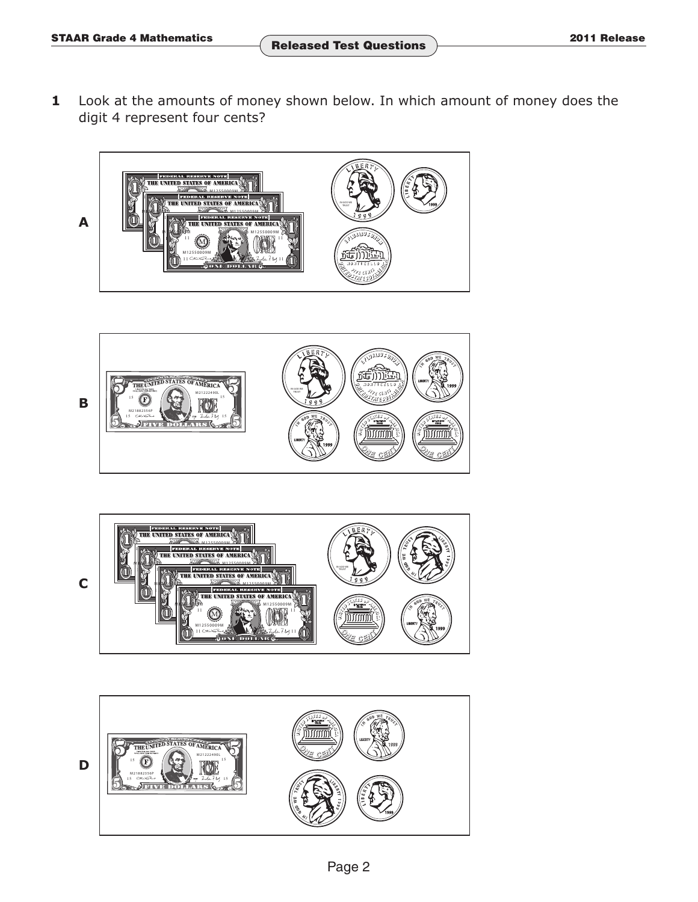**1** Look at the amounts of money shown below. In which amount of money does the digit 4 represent four cents?

**A**

**B**

**C**

**D**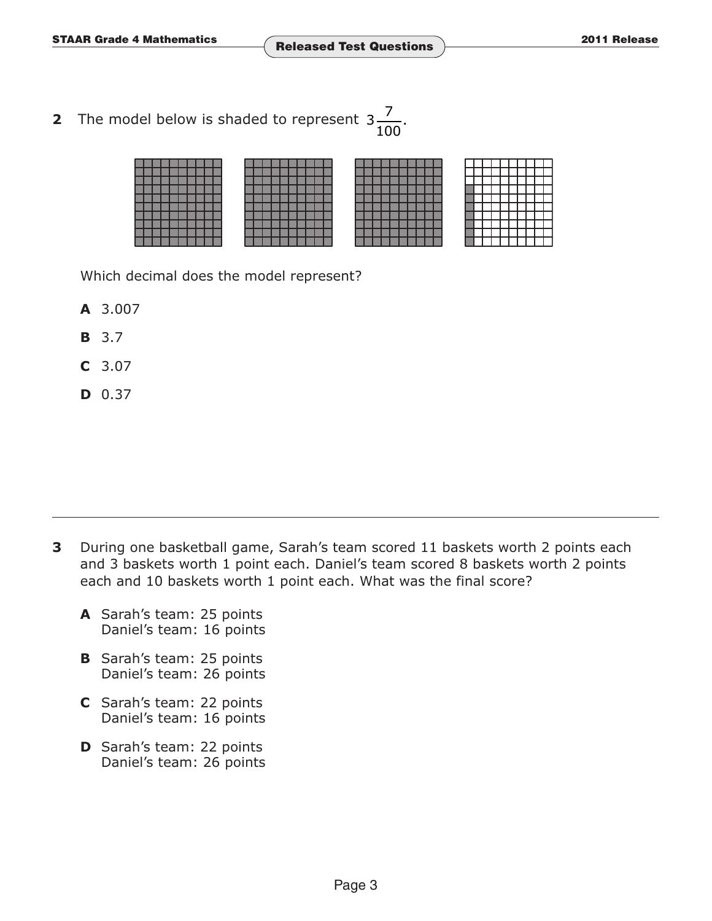**2** The model below is shaded to represent $3\frac{7}{100}$.

Which decimal does the model represent?

**A** 3.007

**B** 3.7

**C** 3.07

**D** 0.37

---

**3** During one basketball game, Sarah's team scored 11 baskets worth 2 points each and 3 baskets worth 1 point each. Daniel's team scored 8 baskets worth 2 points each and 10 baskets worth 1 point each. What was the final score?

**A** Sarah's team: 25 points
Daniel's team: 16 points

**B** Sarah's team: 25 points
Daniel's team: 26 points

**C** Sarah's team: 22 points
Daniel's team: 16 points

**D** Sarah's team: 22 points
Daniel's team: 26 points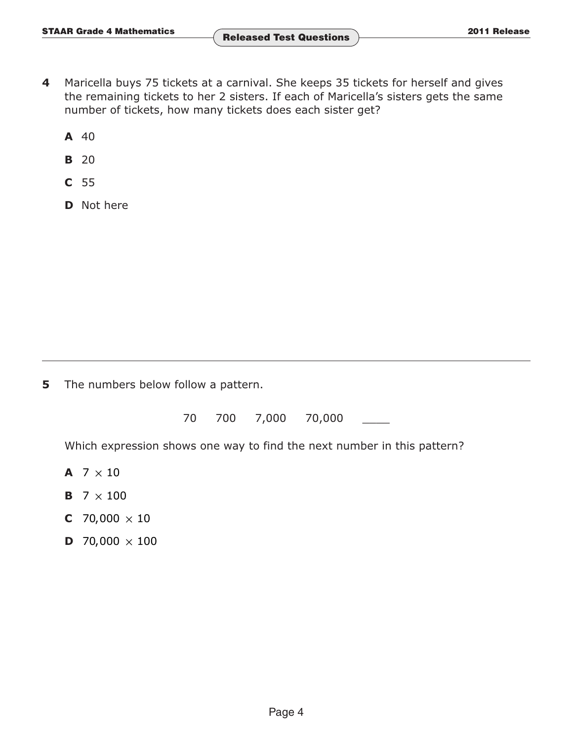**4** Maricella buys 75 tickets at a carnival. She keeps 35 tickets for herself and gives the remaining tickets to her 2 sisters. If each of Maricella's sisters gets the same number of tickets, how many tickets does each sister get?

**A** 40

**B** 20

**C** 55

**D** Not here

---

**5** The numbers below follow a pattern.

70 700 7,000 70,000 ____

Which expression shows one way to find the next number in this pattern?

**A** $7 \times 10$

**B** $7 \times 100$

**C** $70{,}000 \times 10$

**D** $70{,}000 \times 100$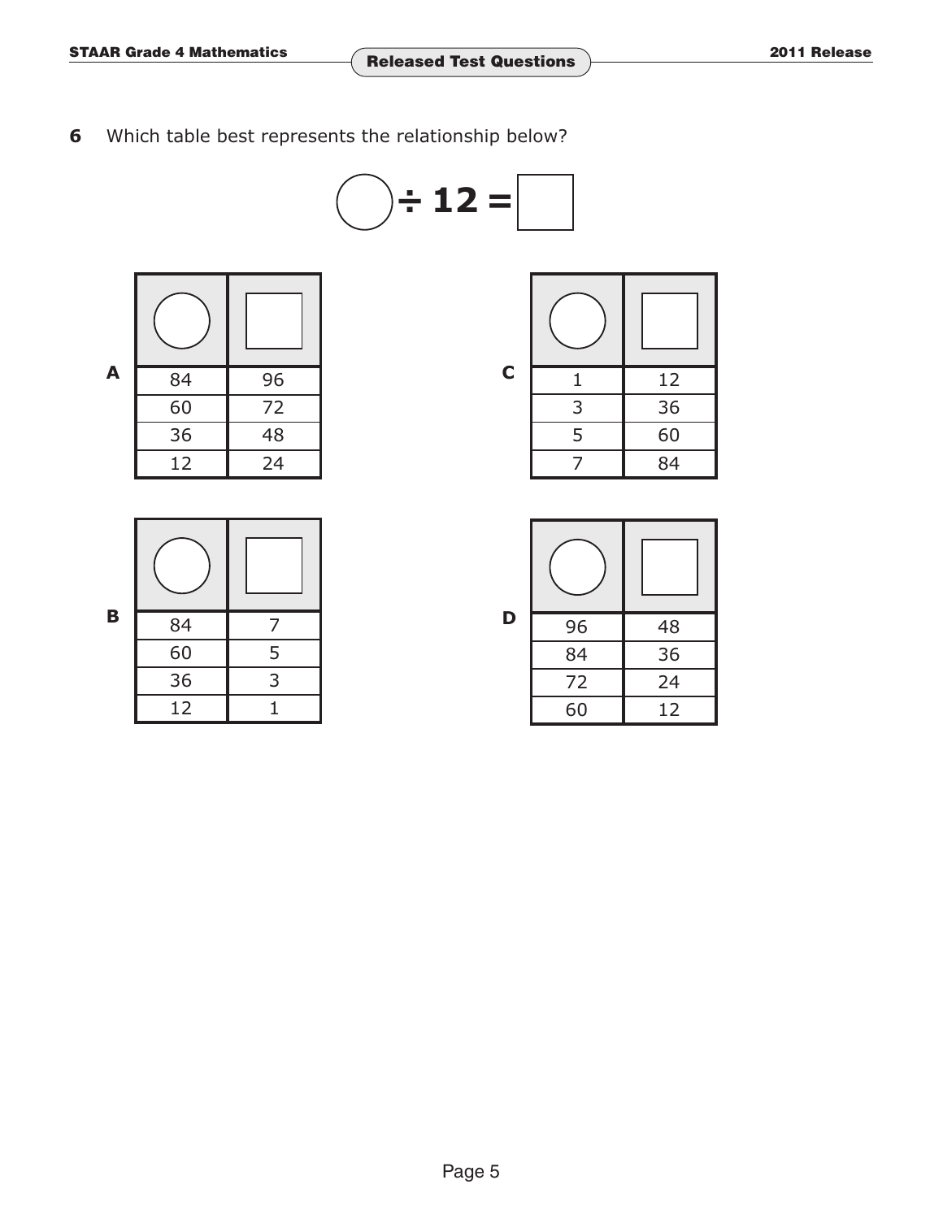**6** Which table best represents the relationship below?

$$\bigcirc \div 12 = \square$$

**A**

| ◯ | ☐ |
|---|---|
| 84 | 96 |
| 60 | 72 |
| 36 | 48 |
| 12 | 24 |

**B**

| ◯ | ☐ |
|---|---|
| 84 | 7 |
| 60 | 5 |
| 36 | 3 |
| 12 | 1 |

**C**

| ◯ | ☐ |
|---|---|
| 1 | 12 |
| 3 | 36 |
| 5 | 60 |
| 7 | 84 |

**D**

| ◯ | ☐ |
|---|---|
| 96 | 48 |
| 84 | 36 |
| 72 | 24 |
| 60 | 12 |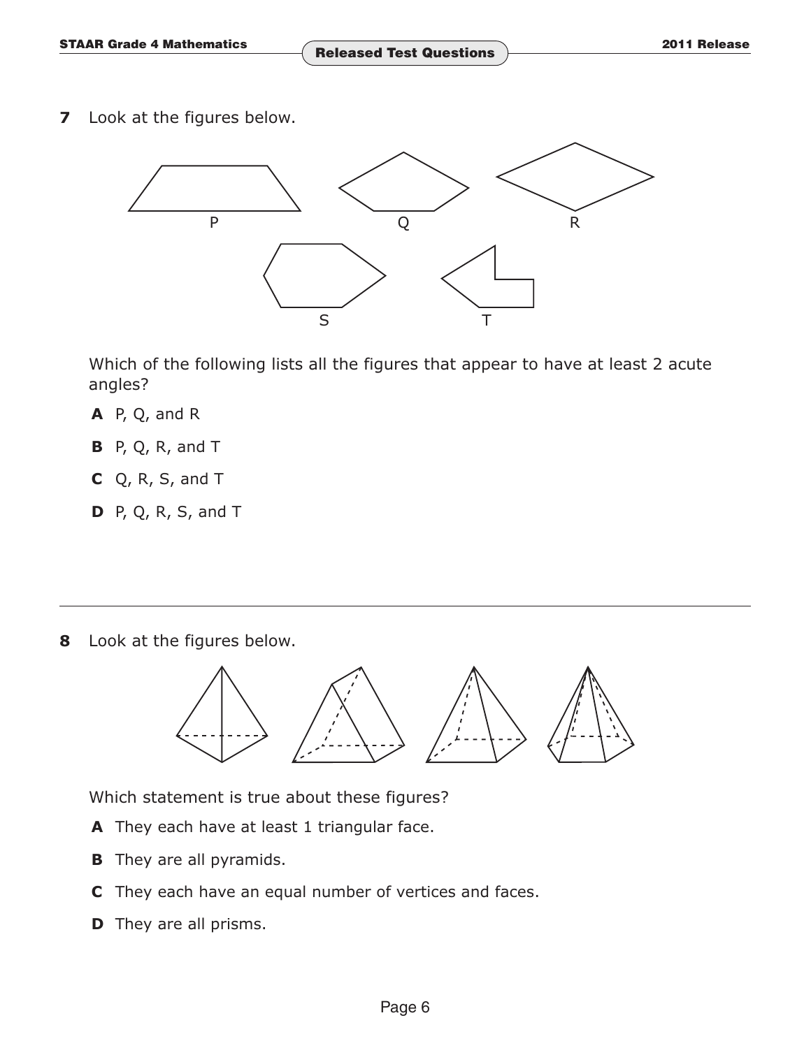**7** Look at the figures below.

Which of the following lists all the figures that appear to have at least 2 acute angles?

**A** P, Q, and R

**B** P, Q, R, and T

**C** Q, R, S, and T

**D** P, Q, R, S, and T

---

**8** Look at the figures below.

Which statement is true about these figures?

**A** They each have at least 1 triangular face.

**B** They are all pyramids.

**C** They each have an equal number of vertices and faces.

**D** They are all prisms.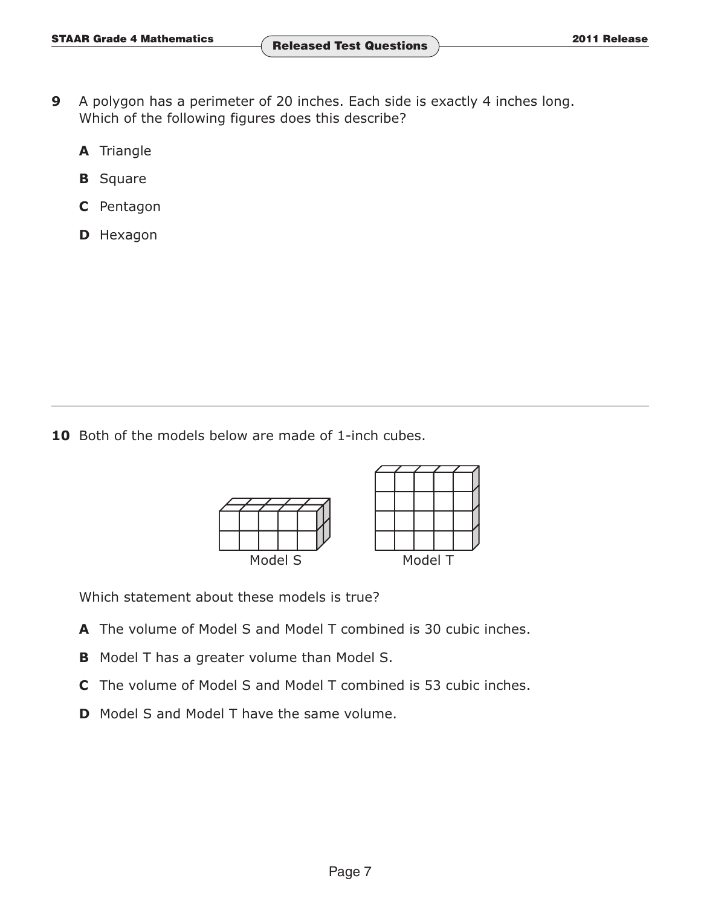**9** A polygon has a perimeter of 20 inches. Each side is exactly 4 inches long. Which of the following figures does this describe?

- **A** Triangle
- **B** Square
- **C** Pentagon
- **D** Hexagon

---

**10** Both of the models below are made of 1-inch cubes.

Model S    Model T

Which statement about these models is true?

- **A** The volume of Model S and Model T combined is 30 cubic inches.
- **B** Model T has a greater volume than Model S.
- **C** The volume of Model S and Model T combined is 53 cubic inches.
- **D** Model S and Model T have the same volume.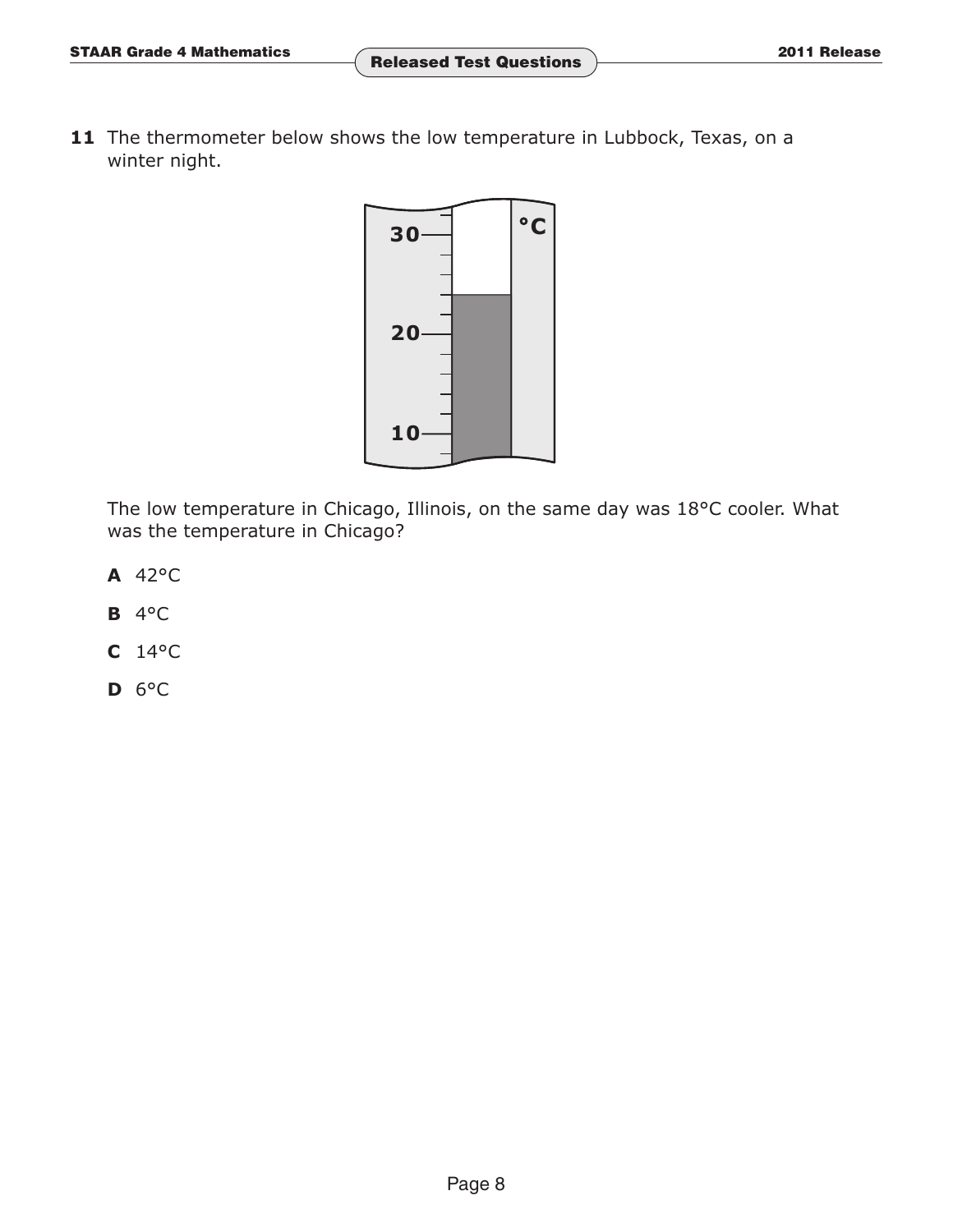**11** The thermometer below shows the low temperature in Lubbock, Texas, on a winter night.

30

20

10

°C

The low temperature in Chicago, Illinois, on the same day was 18°C cooler. What was the temperature in Chicago?

**A** 42°C

**B** 4°C

**C** 14°C

**D** 6°C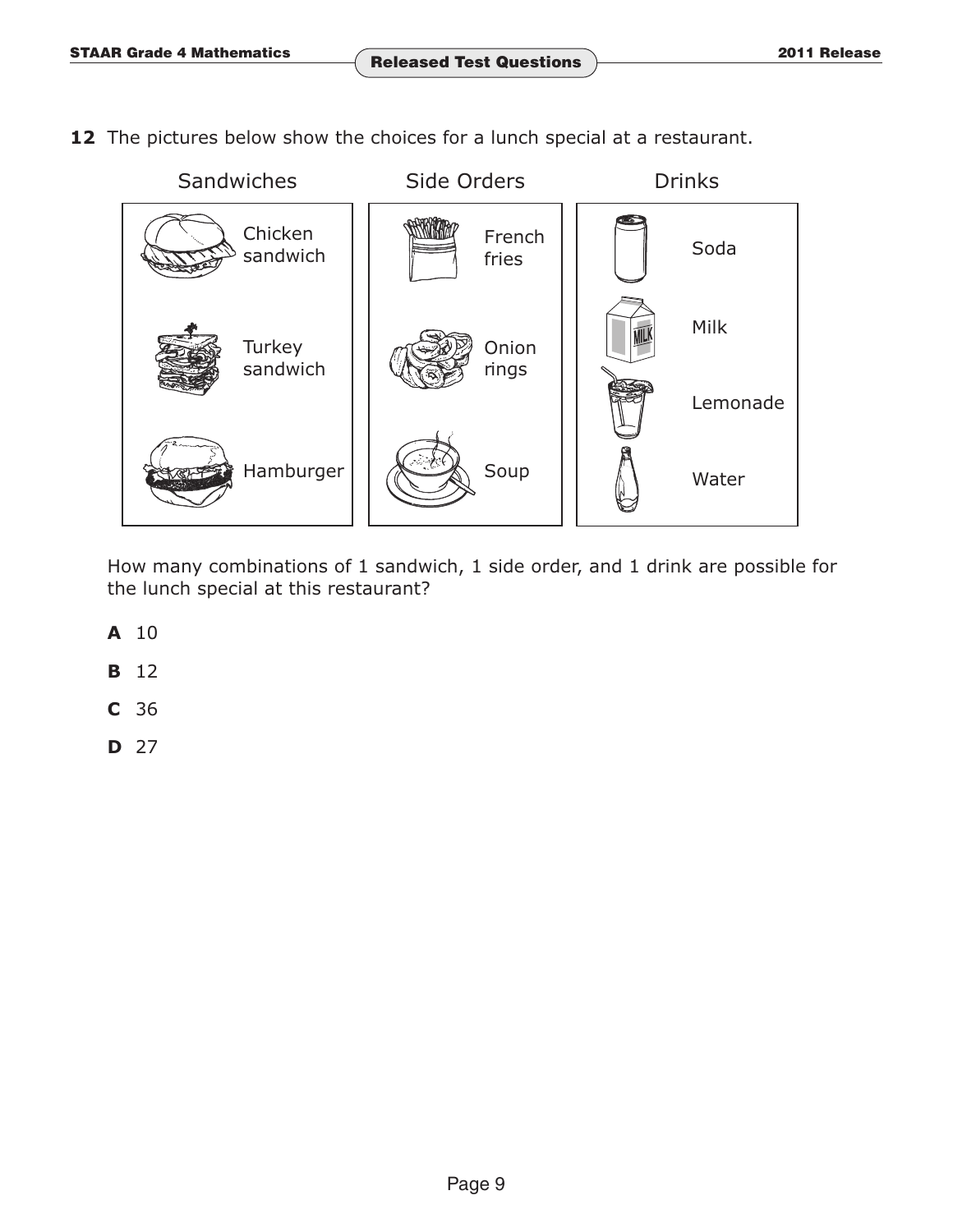**12** The pictures below show the choices for a lunch special at a restaurant.

| Sandwiches | Side Orders | Drinks |
| --- | --- | --- |
| Chicken sandwich | French fries | Soda |
| Turkey sandwich | Onion rings | Milk |
| Hamburger | Soup | Lemonade |
| | | Water |

How many combinations of 1 sandwich, 1 side order, and 1 drink are possible for the lunch special at this restaurant?

**A** 10

**B** 12

**C** 36

**D** 27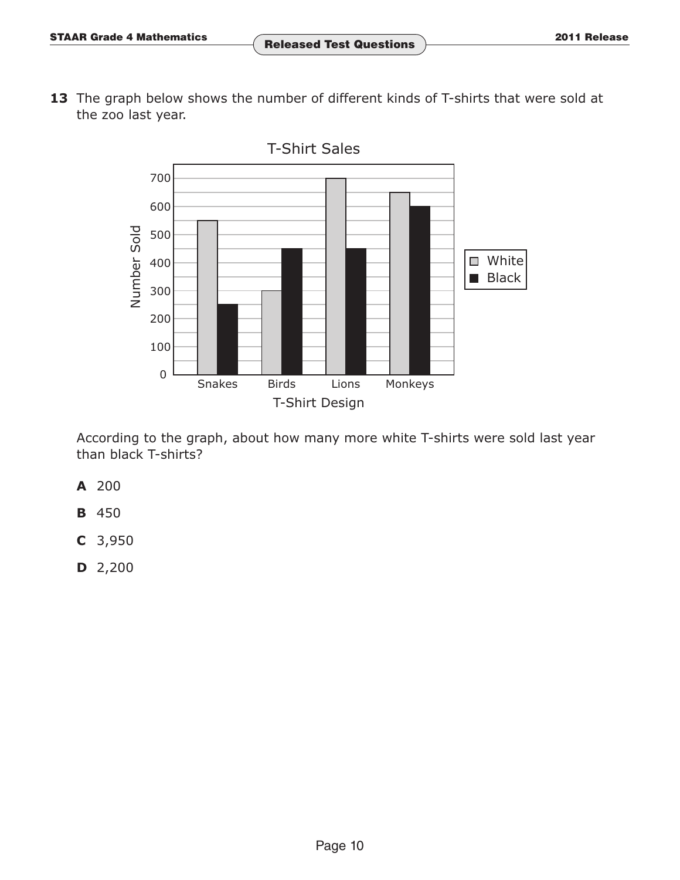**13** The graph below shows the number of different kinds of T-shirts that were sold at the zoo last year.

T-Shirt Sales

| T-Shirt Design | White | Black |
|---|---|---|
| Snakes | 550 | 250 |
| Birds | 300 | 450 |
| Lions | 700 | 450 |
| Monkeys | 650 | 600 |

According to the graph, about how many more white T-shirts were sold last year than black T-shirts?

**A** 200

**B** 450

**C** 3,950

**D** 2,200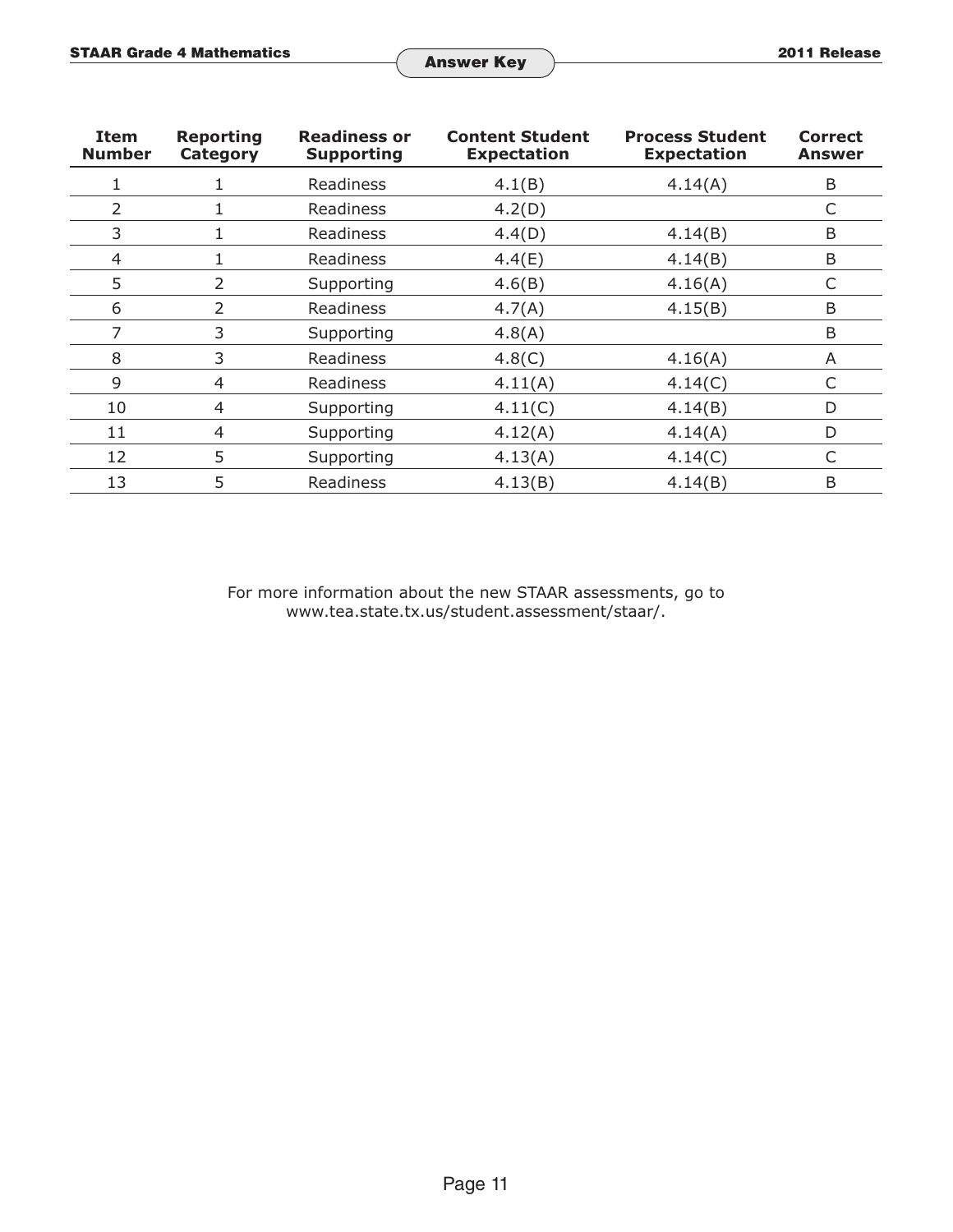## Answer Key

| Item Number | Reporting Category | Readiness or Supporting | Content Student Expectation | Process Student Expectation | Correct Answer |
|---|---|---|---|---|---|
| 1 | 1 | Readiness | 4.1(B) | 4.14(A) | B |
| 2 | 1 | Readiness | 4.2(D) | | C |
| 3 | 1 | Readiness | 4.4(D) | 4.14(B) | B |
| 4 | 1 | Readiness | 4.4(E) | 4.14(B) | B |
| 5 | 2 | Supporting | 4.6(B) | 4.16(A) | C |
| 6 | 2 | Readiness | 4.7(A) | 4.15(B) | B |
| 7 | 3 | Supporting | 4.8(A) | | B |
| 8 | 3 | Readiness | 4.8(C) | 4.16(A) | A |
| 9 | 4 | Readiness | 4.11(A) | 4.14(C) | C |
| 10 | 4 | Supporting | 4.11(C) | 4.14(B) | D |
| 11 | 4 | Supporting | 4.12(A) | 4.14(A) | D |
| 12 | 5 | Supporting | 4.13(A) | 4.14(C) | C |
| 13 | 5 | Readiness | 4.13(B) | 4.14(B) | B |

For more information about the new STAAR assessments, go to www.tea.state.tx.us/student.assessment/staar/.